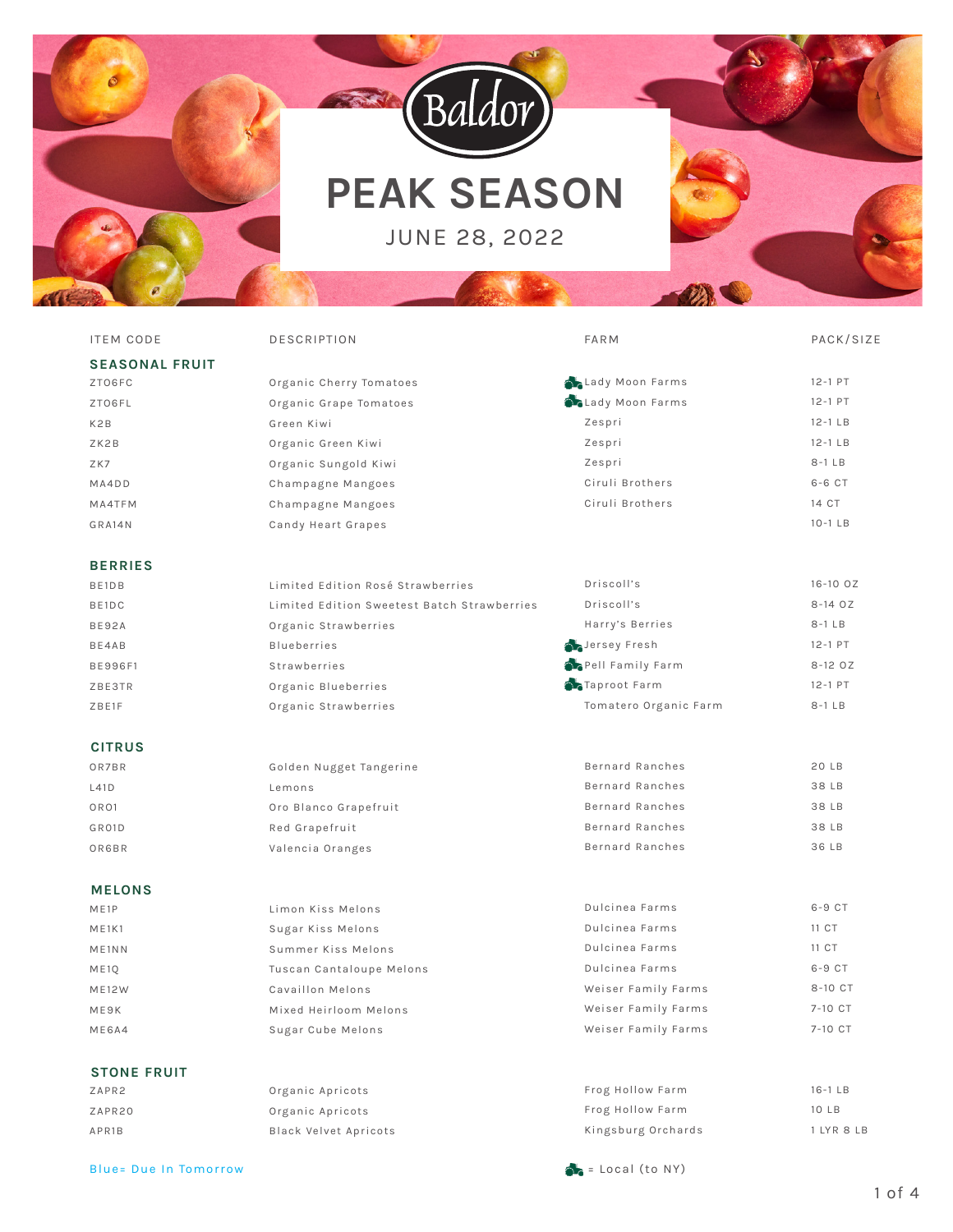# PEAK SEASON

JUNE 28, 2022

| ITEM CODE | DESCRIPTION | FARM | PACK/SIZE |
|---|---|---|---|
| **SEASONAL FRUIT** | | | |
| ZTO6FC | Organic Cherry Tomatoes | 🚜 Lady Moon Farms | 12-1 PT |
| ZTO6FL | Organic Grape Tomatoes | 🚜 Lady Moon Farms | 12-1 PT |
| K2B | Green Kiwi | Zespri | 12-1 LB |
| ZK2B | Organic Green Kiwi | Zespri | 12-1 LB |
| ZK7 | Organic Sungold Kiwi | Zespri | 8-1 LB |
| MA4DD | Champagne Mangoes | Ciruli Brothers | 6-6 CT |
| MA4TFM | Champagne Mangoes | Ciruli Brothers | 14 CT |
| GRA14N | Candy Heart Grapes | | 10-1 LB |
| **BERRIES** | | | |
| BE1DB | Limited Edition Rosé Strawberries | Driscoll's | 16-10 OZ |
| BE1DC | Limited Edition Sweetest Batch Strawberries | Driscoll's | 8-14 OZ |
| BE92A | Organic Strawberries | Harry's Berries | 8-1 LB |
| BE4AB | Blueberries | 🚜 Jersey Fresh | 12-1 PT |
| BE996F1 | Strawberries | 🚜 Pell Family Farm | 8-12 OZ |
| ZBE3TR | Organic Blueberries | 🚜 Taproot Farm | 12-1 PT |
| ZBE1F | Organic Strawberries | Tomatero Organic Farm | 8-1 LB |
| **CITRUS** | | | |
| OR7BR | Golden Nugget Tangerine | Bernard Ranches | 20 LB |
| L41D | Lemons | Bernard Ranches | 38 LB |
| ORO1 | Oro Blanco Grapefruit | Bernard Ranches | 38 LB |
| GR01D | Red Grapefruit | Bernard Ranches | 38 LB |
| OR6BR | Valencia Oranges | Bernard Ranches | 36 LB |
| **MELONS** | | | |
| ME1P | Limon Kiss Melons | Dulcinea Farms | 6-9 CT |
| ME1K1 | Sugar Kiss Melons | Dulcinea Farms | 11 CT |
| ME1NN | Summer Kiss Melons | Dulcinea Farms | 11 CT |
| ME1Q | Tuscan Cantaloupe Melons | Dulcinea Farms | 6-9 CT |
| ME12W | Cavaillon Melons | Weiser Family Farms | 8-10 CT |
| ME9K | Mixed Heirloom Melons | Weiser Family Farms | 7-10 CT |
| ME6A4 | Sugar Cube Melons | Weiser Family Farms | 7-10 CT |
| **STONE FRUIT** | | | |
| ZAPR2 | Organic Apricots | Frog Hollow Farm | 16-1 LB |
| ZAPR20 | Organic Apricots | Frog Hollow Farm | 10 LB |
| APR1B | Black Velvet Apricots | Kingsburg Orchards | 1 LYR 8 LB |

Blue= Due In Tomorrow

🚜 = Local (to NY)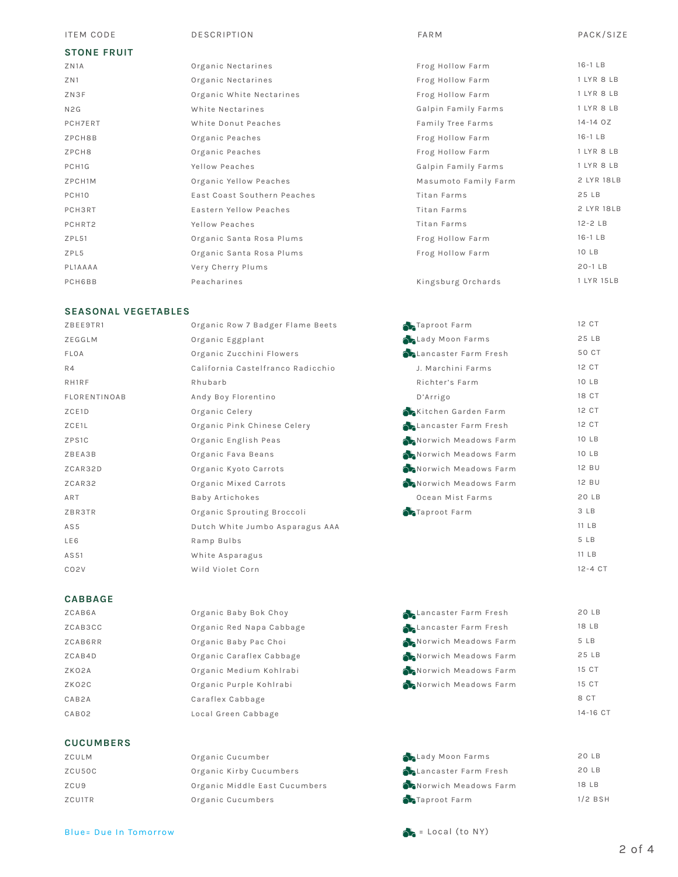| ITEM CODE | DESCRIPTION | FARM | PACK/SIZE |
|---|---|---|---|
| **STONE FRUIT** | | | |
| ZN1A | Organic Nectarines | Frog Hollow Farm | 16-1 LB |
| ZN1 | Organic Nectarines | Frog Hollow Farm | 1 LYR 8 LB |
| ZN3F | Organic White Nectarines | Frog Hollow Farm | 1 LYR 8 LB |
| N2G | White Nectarines | Galpin Family Farms | 1 LYR 8 LB |
| PCH7ERT | White Donut Peaches | Family Tree Farms | 14-14 OZ |
| ZPCH8B | Organic Peaches | Frog Hollow Farm | 16-1 LB |
| ZPCH8 | Organic Peaches | Frog Hollow Farm | 1 LYR 8 LB |
| PCH1G | Yellow Peaches | Galpin Family Farms | 1 LYR 8 LB |
| ZPCH1M | Organic Yellow Peaches | Masumoto Family Farm | 2 LYR 18LB |
| PCH10 | East Coast Southern Peaches | Titan Farms | 25 LB |
| PCH3RT | Eastern Yellow Peaches | Titan Farms | 2 LYR 18LB |
| PCHRT2 | Yellow Peaches | Titan Farms | 12-2 LB |
| ZPL51 | Organic Santa Rosa Plums | Frog Hollow Farm | 16-1 LB |
| ZPL5 | Organic Santa Rosa Plums | Frog Hollow Farm | 10 LB |
| PL1AAAA | Very Cherry Plums | | 20-1 LB |
| PCH6BB | Peacharines | Kingsburg Orchards | 1 LYR 15LB |
| **SEASONAL VEGETABLES** | | | |
| ZBEE9TR1 | Organic Row 7 Badger Flame Beets | Taproot Farm (Local) | 12 CT |
| ZEGGLM | Organic Eggplant | Lady Moon Farms (Local) | 25 LB |
| FLOA | Organic Zucchini Flowers | Lancaster Farm Fresh (Local) | 50 CT |
| R4 | California Castelfranco Radicchio | J. Marchini Farms | 12 CT |
| RH1RF | Rhubarb | Richter's Farm | 10 LB |
| FLORENTINOAB | Andy Boy Florentino | D'Arrigo | 18 CT |
| ZCE1D | Organic Celery | Kitchen Garden Farm (Local) | 12 CT |
| ZCE1L | Organic Pink Chinese Celery | Lancaster Farm Fresh (Local) | 12 CT |
| ZPS1C | Organic English Peas | Norwich Meadows Farm (Local) | 10 LB |
| ZBEA3B | Organic Fava Beans | Norwich Meadows Farm (Local) | 10 LB |
| ZCAR32D | Organic Kyoto Carrots | Norwich Meadows Farm (Local) | 12 BU |
| ZCAR32 | Organic Mixed Carrots | Norwich Meadows Farm (Local) | 12 BU |
| ART | Baby Artichokes | Ocean Mist Farms | 20 LB |
| ZBR3TR | Organic Sprouting Broccoli | Taproot Farm (Local) | 3 LB |
| AS5 | Dutch White Jumbo Asparagus AAA | | 11 LB |
| LE6 | Ramp Bulbs | | 5 LB |
| AS51 | White Asparagus | | 11 LB |
| CO2V | Wild Violet Corn | | 12-4 CT |
| **CABBAGE** | | | |
| ZCAB6A | Organic Baby Bok Choy | Lancaster Farm Fresh (Local) | 20 LB |
| ZCAB3CC | Organic Red Napa Cabbage | Lancaster Farm Fresh (Local) | 18 LB |
| ZCAB6RR | Organic Baby Pac Choi | Norwich Meadows Farm (Local) | 5 LB |
| ZCAB4D | Organic Caraflex Cabbage | Norwich Meadows Farm (Local) | 25 LB |
| ZKO2A | Organic Medium Kohlrabi | Norwich Meadows Farm (Local) | 15 CT |
| ZKO2C | Organic Purple Kohlrabi | Norwich Meadows Farm (Local) | 15 CT |
| CAB2A | Caraflex Cabbage | | 8 CT |
| CAB02 | Local Green Cabbage | | 14-16 CT |
| **CUCUMBERS** | | | |
| ZCULM | Organic Cucumber | Lady Moon Farms (Local) | 20 LB |
| ZCU50C | Organic Kirby Cucumbers | Lancaster Farm Fresh (Local) | 20 LB |
| ZCU9 | Organic Middle East Cucumbers | Norwich Meadows Farm (Local) | 18 LB |
| ZCU1TR | Organic Cucumbers | Taproot Farm (Local) | 1/2 BSH |

Blue= Due In Tomorrow

(Local) = Local (to NY)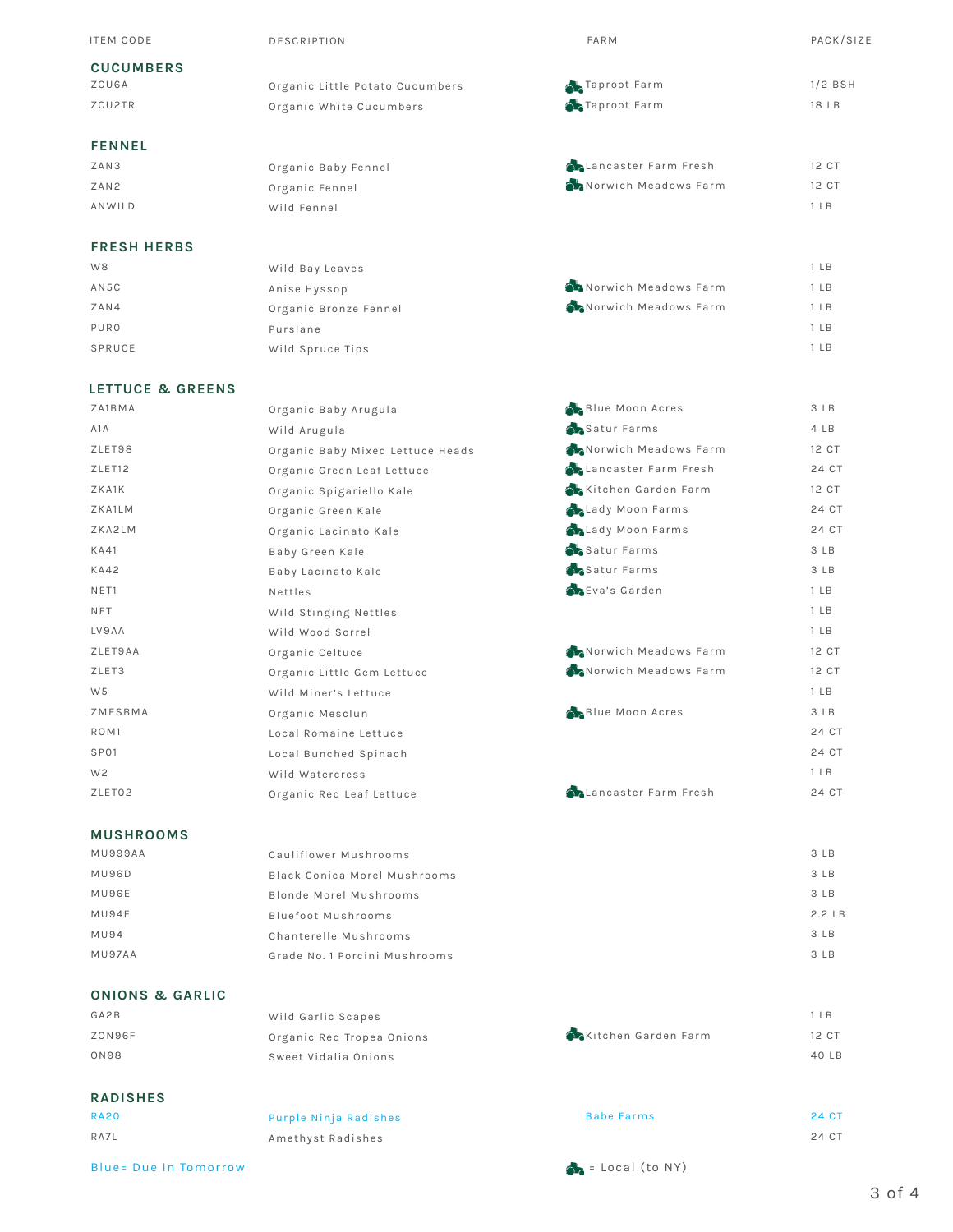| ITEM CODE | DESCRIPTION | FARM | PACK/SIZE |
|---|---|---|---|
| **CUCUMBERS** | | | |
| ZCU6A | Organic Little Potato Cucumbers | Taproot Farm | 1/2 BSH |
| ZCU2TR | Organic White Cucumbers | Taproot Farm | 18 LB |
| **FENNEL** | | | |
| ZAN3 | Organic Baby Fennel | Lancaster Farm Fresh | 12 CT |
| ZAN2 | Organic Fennel | Norwich Meadows Farm | 12 CT |
| ANWILD | Wild Fennel | | 1 LB |
| **FRESH HERBS** | | | |
| W8 | Wild Bay Leaves | | 1 LB |
| AN5C | Anise Hyssop | Norwich Meadows Farm | 1 LB |
| ZAN4 | Organic Bronze Fennel | Norwich Meadows Farm | 1 LB |
| PURO | Purslane | | 1 LB |
| SPRUCE | Wild Spruce Tips | | 1 LB |
| **LETTUCE & GREENS** | | | |
| ZA1BMA | Organic Baby Arugula | Blue Moon Acres | 3 LB |
| A1A | Wild Arugula | Satur Farms | 4 LB |
| ZLET98 | Organic Baby Mixed Lettuce Heads | Norwich Meadows Farm | 12 CT |
| ZLET12 | Organic Green Leaf Lettuce | Lancaster Farm Fresh | 24 CT |
| ZKA1K | Organic Spigariello Kale | Kitchen Garden Farm | 12 CT |
| ZKA1LM | Organic Green Kale | Lady Moon Farms | 24 CT |
| ZKA2LM | Organic Lacinato Kale | Lady Moon Farms | 24 CT |
| KA41 | Baby Green Kale | Satur Farms | 3 LB |
| KA42 | Baby Lacinato Kale | Satur Farms | 3 LB |
| NET1 | Nettles | Eva's Garden | 1 LB |
| NET | Wild Stinging Nettles | | 1 LB |
| LV9AA | Wild Wood Sorrel | | 1 LB |
| ZLET9AA | Organic Celtuce | Norwich Meadows Farm | 12 CT |
| ZLET3 | Organic Little Gem Lettuce | Norwich Meadows Farm | 12 CT |
| W5 | Wild Miner's Lettuce | | 1 LB |
| ZMESBMA | Organic Mesclun | Blue Moon Acres | 3 LB |
| ROM1 | Local Romaine Lettuce | | 24 CT |
| SP01 | Local Bunched Spinach | | 24 CT |
| W2 | Wild Watercress | | 1 LB |
| ZLET02 | Organic Red Leaf Lettuce | Lancaster Farm Fresh | 24 CT |
| **MUSHROOMS** | | | |
| MU999AA | Cauliflower Mushrooms | | 3 LB |
| MU96D | Black Conica Morel Mushrooms | | 3 LB |
| MU96E | Blonde Morel Mushrooms | | 3 LB |
| MU94F | Bluefoot Mushrooms | | 2.2 LB |
| MU94 | Chanterelle Mushrooms | | 3 LB |
| MU97AA | Grade No. 1 Porcini Mushrooms | | 3 LB |
| **ONIONS & GARLIC** | | | |
| GA2B | Wild Garlic Scapes | | 1 LB |
| ZON96F | Organic Red Tropea Onions | Kitchen Garden Farm | 12 CT |
| ON98 | Sweet Vidalia Onions | | 40 LB |
| **RADISHES** | | | |
| RA20 | Purple Ninja Radishes | Babe Farms | 24 CT |
| RA7L | Amethyst Radishes | | 24 CT |

Blue= Due In Tomorrow

(tractor icon) = Local (to NY)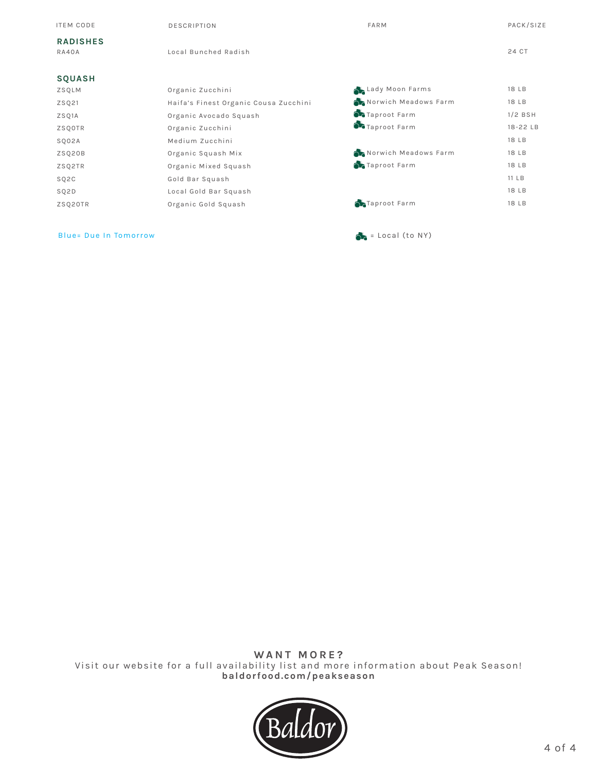| ITEM CODE | DESCRIPTION | FARM | PACK/SIZE |
|---|---|---|---|
| **RADISHES** | | | |
| RA40A | Local Bunched Radish | | 24 CT |
| **SQUASH** | | | |
| ZSQLM | Organic Zucchini | Lady Moon Farms | 18 LB |
| ZSQ21 | Haifa's Finest Organic Cousa Zucchini | Norwich Meadows Farm | 18 LB |
| ZSQ1A | Organic Avocado Squash | Taproot Farm | 1/2 BSH |
| ZSQ0TR | Organic Zucchini | Taproot Farm | 18-22 LB |
| SQ02A | Medium Zucchini | | 18 LB |
| ZSQ20B | Organic Squash Mix | Norwich Meadows Farm | 18 LB |
| ZSQ2TR | Organic Mixed Squash | Taproot Farm | 18 LB |
| SQ2C | Gold Bar Squash | | 11 LB |
| SQ2D | Local Gold Bar Squash | | 18 LB |
| ZSQ20TR | Organic Gold Squash | Taproot Farm | 18 LB |

Blue= Due In Tomorrow

= Local (to NY)

**WANT MORE?**

Visit our website for a full availability list and more information about Peak Season!

**baldorfood.com/peakseason**

Baldor